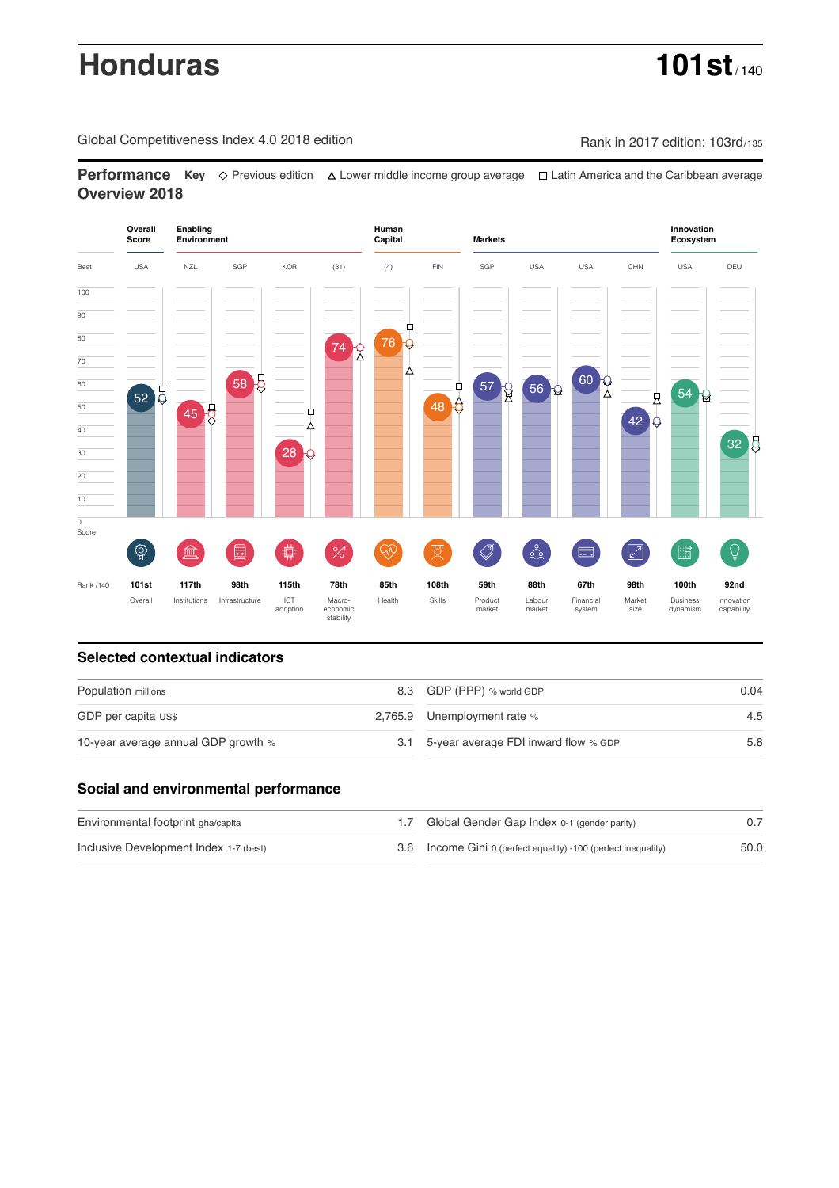# Honduras

**101st** / 140

Global Competitiveness Index 4.0 2018 edition

Rank in 2017 edition: 103rd/135

## Performance Overview 2018

Key ◇ Previous edition △ Lower middle income group average □ Latin America and the Caribbean average

| | Overall Score | Enabling Environment | | | | Human Capital | | Markets | | | | Innovation Ecosystem | |
|---|---|---|---|---|---|---|---|---|---|---|---|---|---|
| Best | USA | NZL | SGP | KOR | (31) | (4) | FIN | SGP | USA | USA | CHN | USA | DEU |
| Score | 52 | 45 | 58 | 28 | 74 | 76 | 48 | 57 | 56 | 60 | 42 | 54 | 32 |
| Rank /140 | 101st | 117th | 98th | 115th | 78th | 85th | 108th | 59th | 88th | 67th | 98th | 100th | 92nd |
| | Overall | Institutions | Infrastructure | ICT adoption | Macro-economic stability | Health | Skills | Product market | Labour market | Financial system | Market size | Business dynamism | Innovation capability |

## Selected contextual indicators

| | | | |
|---|---|---|---|
| Population millions | 8.3 | GDP (PPP) % world GDP | 0.04 |
| GDP per capita US$ | 2,765.9 | Unemployment rate % | 4.5 |
| 10-year average annual GDP growth % | 3.1 | 5-year average FDI inward flow % GDP | 5.8 |

## Social and environmental performance

| | | | |
|---|---|---|---|
| Environmental footprint gha/capita | 1.7 | Global Gender Gap Index 0-1 (gender parity) | 0.7 |
| Inclusive Development Index 1-7 (best) | 3.6 | Income Gini 0 (perfect equality) -100 (perfect inequality) | 50.0 |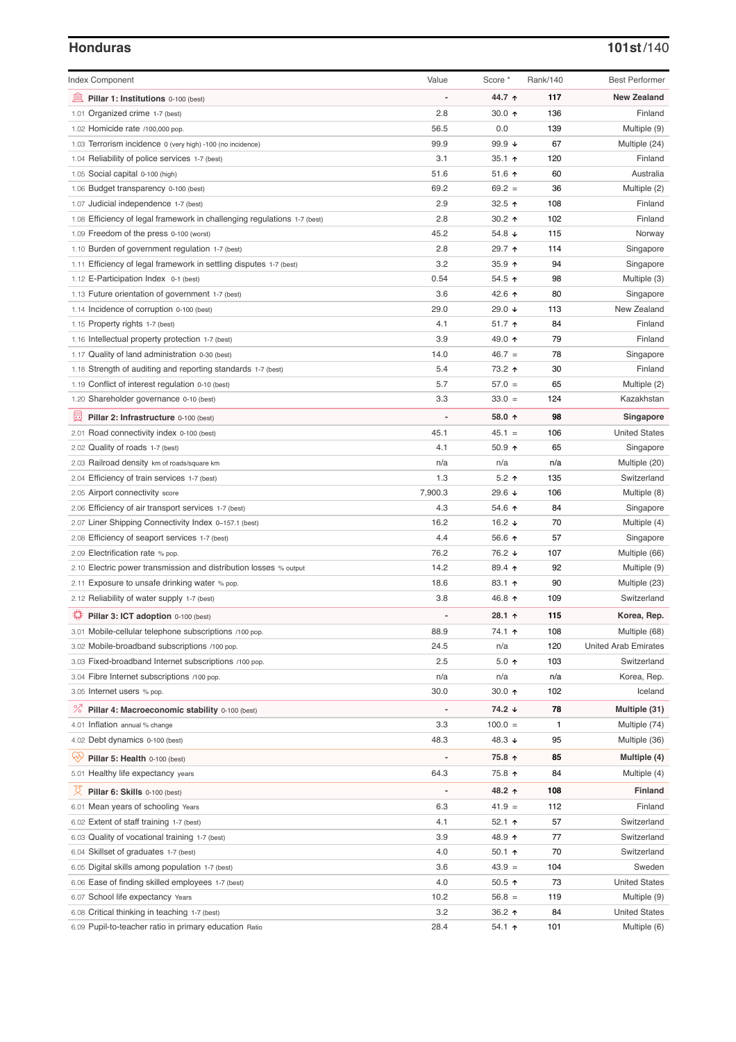## Honduras

**101st/140**

| Index Component | Value | Score * | Rank/140 | Best Performer |
|---|---|---|---|---|
| **Pillar 1: Institutions** 0-100 (best) | - | **44.7 ↑** | **117** | **New Zealand** |
| 1.01 Organized crime 1-7 (best) | 2.8 | 30.0 ↑ | 136 | Finland |
| 1.02 Homicide rate /100,000 pop. | 56.5 | 0.0 | 139 | Multiple (9) |
| 1.03 Terrorism incidence 0 (very high) -100 (no incidence) | 99.9 | 99.9 ↓ | 67 | Multiple (24) |
| 1.04 Reliability of police services 1-7 (best) | 3.1 | 35.1 ↑ | 120 | Finland |
| 1.05 Social capital 0-100 (high) | 51.6 | 51.6 ↑ | 60 | Australia |
| 1.06 Budget transparency 0-100 (best) | 69.2 | 69.2 = | 36 | Multiple (2) |
| 1.07 Judicial independence 1-7 (best) | 2.9 | 32.5 ↑ | 108 | Finland |
| 1.08 Efficiency of legal framework in challenging regulations 1-7 (best) | 2.8 | 30.2 ↑ | 102 | Finland |
| 1.09 Freedom of the press 0-100 (worst) | 45.2 | 54.8 ↓ | 115 | Norway |
| 1.10 Burden of government regulation 1-7 (best) | 2.8 | 29.7 ↑ | 114 | Singapore |
| 1.11 Efficiency of legal framework in settling disputes 1-7 (best) | 3.2 | 35.9 ↑ | 94 | Singapore |
| 1.12 E-Participation Index 0-1 (best) | 0.54 | 54.5 ↑ | 98 | Multiple (3) |
| 1.13 Future orientation of government 1-7 (best) | 3.6 | 42.6 ↑ | 80 | Singapore |
| 1.14 Incidence of corruption 0-100 (best) | 29.0 | 29.0 ↓ | 113 | New Zealand |
| 1.15 Property rights 1-7 (best) | 4.1 | 51.7 ↑ | 84 | Finland |
| 1.16 Intellectual property protection 1-7 (best) | 3.9 | 49.0 ↑ | 79 | Finland |
| 1.17 Quality of land administration 0-30 (best) | 14.0 | 46.7 = | 78 | Singapore |
| 1.18 Strength of auditing and reporting standards 1-7 (best) | 5.4 | 73.2 ↑ | 30 | Finland |
| 1.19 Conflict of interest regulation 0-10 (best) | 5.7 | 57.0 = | 65 | Multiple (2) |
| 1.20 Shareholder governance 0-10 (best) | 3.3 | 33.0 = | 124 | Kazakhstan |
| **Pillar 2: Infrastructure** 0-100 (best) | - | **58.0 ↑** | **98** | **Singapore** |
| 2.01 Road connectivity index 0-100 (best) | 45.1 | 45.1 = | 106 | United States |
| 2.02 Quality of roads 1-7 (best) | 4.1 | 50.9 ↑ | 65 | Singapore |
| 2.03 Railroad density km of roads/square km | n/a | n/a | n/a | Multiple (20) |
| 2.04 Efficiency of train services 1-7 (best) | 1.3 | 5.2 ↑ | 135 | Switzerland |
| 2.05 Airport connectivity score | 7,900.3 | 29.6 ↓ | 106 | Multiple (8) |
| 2.06 Efficiency of air transport services 1-7 (best) | 4.3 | 54.6 ↑ | 84 | Singapore |
| 2.07 Liner Shipping Connectivity Index 0–157.1 (best) | 16.2 | 16.2 ↓ | 70 | Multiple (4) |
| 2.08 Efficiency of seaport services 1-7 (best) | 4.4 | 56.6 ↑ | 57 | Singapore |
| 2.09 Electrification rate % pop. | 76.2 | 76.2 ↓ | 107 | Multiple (66) |
| 2.10 Electric power transmission and distribution losses % output | 14.2 | 89.4 ↑ | 92 | Multiple (9) |
| 2.11 Exposure to unsafe drinking water % pop. | 18.6 | 83.1 ↑ | 90 | Multiple (23) |
| 2.12 Reliability of water supply 1-7 (best) | 3.8 | 46.8 ↑ | 109 | Switzerland |
| **Pillar 3: ICT adoption** 0-100 (best) | - | **28.1 ↑** | **115** | **Korea, Rep.** |
| 3.01 Mobile-cellular telephone subscriptions /100 pop. | 88.9 | 74.1 ↑ | 108 | Multiple (68) |
| 3.02 Mobile-broadband subscriptions /100 pop. | 24.5 | n/a | 120 | United Arab Emirates |
| 3.03 Fixed-broadband Internet subscriptions /100 pop. | 2.5 | 5.0 ↑ | 103 | Switzerland |
| 3.04 Fibre Internet subscriptions /100 pop. | n/a | n/a | n/a | Korea, Rep. |
| 3.05 Internet users % pop. | 30.0 | 30.0 ↑ | 102 | Iceland |
| **Pillar 4: Macroeconomic stability** 0-100 (best) | - | **74.2 ↓** | **78** | **Multiple (31)** |
| 4.01 Inflation annual % change | 3.3 | 100.0 = | 1 | Multiple (74) |
| 4.02 Debt dynamics 0-100 (best) | 48.3 | 48.3 ↓ | 95 | Multiple (36) |
| **Pillar 5: Health** 0-100 (best) | - | **75.8 ↑** | **85** | **Multiple (4)** |
| 5.01 Healthy life expectancy years | 64.3 | 75.8 ↑ | 84 | Multiple (4) |
| **Pillar 6: Skills** 0-100 (best) | - | **48.2 ↑** | **108** | **Finland** |
| 6.01 Mean years of schooling Years | 6.3 | 41.9 = | 112 | Finland |
| 6.02 Extent of staff training 1-7 (best) | 4.1 | 52.1 ↑ | 57 | Switzerland |
| 6.03 Quality of vocational training 1-7 (best) | 3.9 | 48.9 ↑ | 77 | Switzerland |
| 6.04 Skillset of graduates 1-7 (best) | 4.0 | 50.1 ↑ | 70 | Switzerland |
| 6.05 Digital skills among population 1-7 (best) | 3.6 | 43.9 = | 104 | Sweden |
| 6.06 Ease of finding skilled employees 1-7 (best) | 4.0 | 50.5 ↑ | 73 | United States |
| 6.07 School life expectancy Years | 10.2 | 56.8 = | 119 | Multiple (9) |
| 6.08 Critical thinking in teaching 1-7 (best) | 3.2 | 36.2 ↑ | 84 | United States |
| 6.09 Pupil-to-teacher ratio in primary education Ratio | 28.4 | 54.1 ↑ | 101 | Multiple (6) |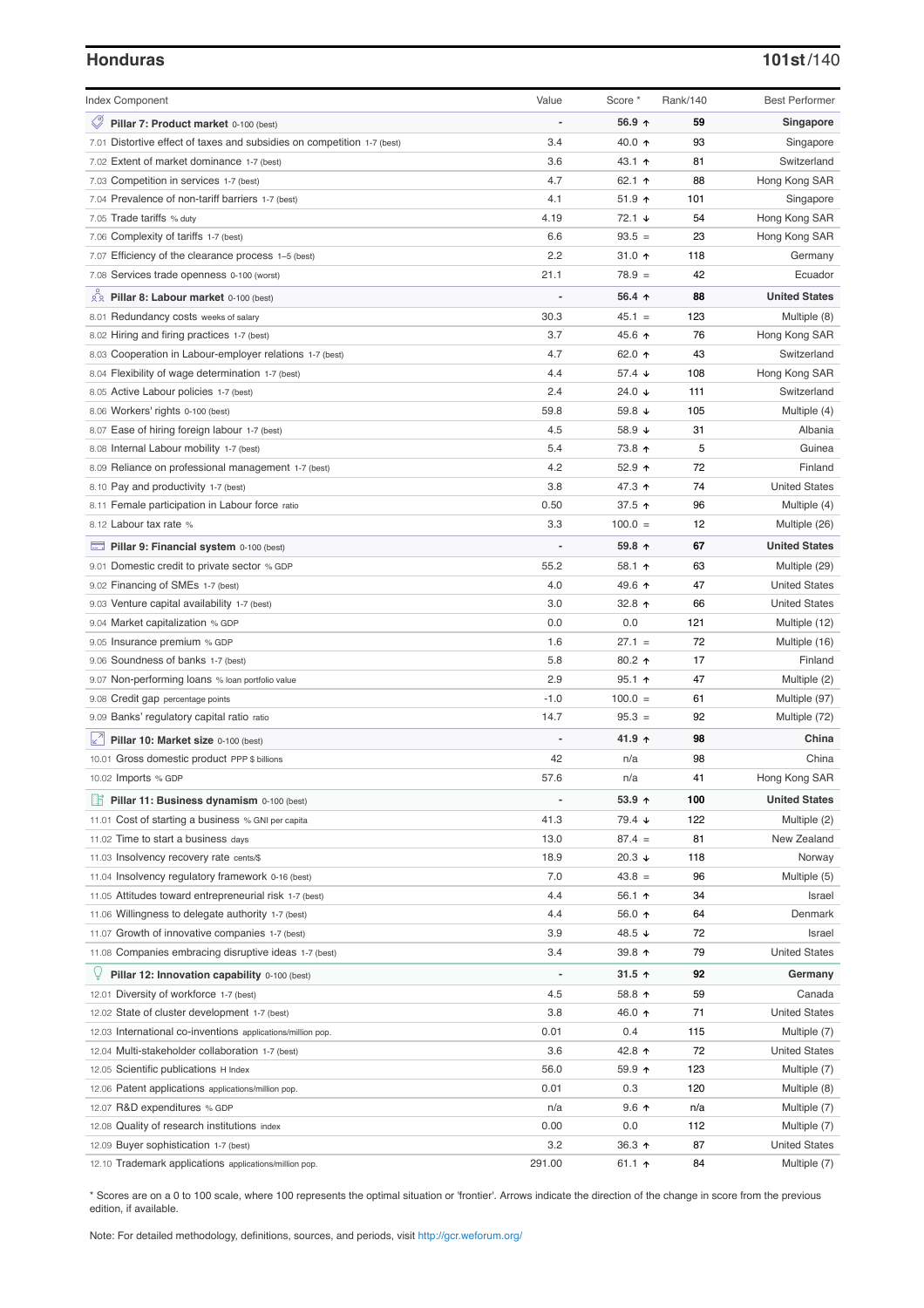## Honduras

**101st**/140

| Index Component | Value | Score * | Rank/140 | Best Performer |
|---|---|---|---|---|
| **Pillar 7: Product market** 0-100 (best) | - | **56.9 ↑** | **59** | **Singapore** |
| 7.01 Distortive effect of taxes and subsidies on competition 1-7 (best) | 3.4 | 40.0 ↑ | 93 | Singapore |
| 7.02 Extent of market dominance 1-7 (best) | 3.6 | 43.1 ↑ | 81 | Switzerland |
| 7.03 Competition in services 1-7 (best) | 4.7 | 62.1 ↑ | 88 | Hong Kong SAR |
| 7.04 Prevalence of non-tariff barriers 1-7 (best) | 4.1 | 51.9 ↑ | 101 | Singapore |
| 7.05 Trade tariffs % duty | 4.19 | 72.1 ↓ | 54 | Hong Kong SAR |
| 7.06 Complexity of tariffs 1-7 (best) | 6.6 | 93.5 = | 23 | Hong Kong SAR |
| 7.07 Efficiency of the clearance process 1–5 (best) | 2.2 | 31.0 ↑ | 118 | Germany |
| 7.08 Services trade openness 0-100 (worst) | 21.1 | 78.9 = | 42 | Ecuador |
| **Pillar 8: Labour market** 0-100 (best) | - | **56.4 ↑** | **88** | **United States** |
| 8.01 Redundancy costs weeks of salary | 30.3 | 45.1 = | 123 | Multiple (8) |
| 8.02 Hiring and firing practices 1-7 (best) | 3.7 | 45.6 ↑ | 76 | Hong Kong SAR |
| 8.03 Cooperation in Labour-employer relations 1-7 (best) | 4.7 | 62.0 ↑ | 43 | Switzerland |
| 8.04 Flexibility of wage determination 1-7 (best) | 4.4 | 57.4 ↓ | 108 | Hong Kong SAR |
| 8.05 Active Labour policies 1-7 (best) | 2.4 | 24.0 ↓ | 111 | Switzerland |
| 8.06 Workers' rights 0-100 (best) | 59.8 | 59.8 ↓ | 105 | Multiple (4) |
| 8.07 Ease of hiring foreign labour 1-7 (best) | 4.5 | 58.9 ↓ | 31 | Albania |
| 8.08 Internal Labour mobility 1-7 (best) | 5.4 | 73.8 ↑ | 5 | Guinea |
| 8.09 Reliance on professional management 1-7 (best) | 4.2 | 52.9 ↑ | 72 | Finland |
| 8.10 Pay and productivity 1-7 (best) | 3.8 | 47.3 ↑ | 74 | United States |
| 8.11 Female participation in Labour force ratio | 0.50 | 37.5 ↑ | 96 | Multiple (4) |
| 8.12 Labour tax rate % | 3.3 | 100.0 = | 12 | Multiple (26) |
| **Pillar 9: Financial system** 0-100 (best) | - | **59.8 ↑** | **67** | **United States** |
| 9.01 Domestic credit to private sector % GDP | 55.2 | 58.1 ↑ | 63 | Multiple (29) |
| 9.02 Financing of SMEs 1-7 (best) | 4.0 | 49.6 ↑ | 47 | United States |
| 9.03 Venture capital availability 1-7 (best) | 3.0 | 32.8 ↑ | 66 | United States |
| 9.04 Market capitalization % GDP | 0.0 | 0.0 | 121 | Multiple (12) |
| 9.05 Insurance premium % GDP | 1.6 | 27.1 = | 72 | Multiple (16) |
| 9.06 Soundness of banks 1-7 (best) | 5.8 | 80.2 ↑ | 17 | Finland |
| 9.07 Non-performing loans % loan portfolio value | 2.9 | 95.1 ↑ | 47 | Multiple (2) |
| 9.08 Credit gap percentage points | -1.0 | 100.0 = | 61 | Multiple (97) |
| 9.09 Banks' regulatory capital ratio ratio | 14.7 | 95.3 = | 92 | Multiple (72) |
| **Pillar 10: Market size** 0-100 (best) | - | **41.9 ↑** | **98** | **China** |
| 10.01 Gross domestic product PPP $ billions | 42 | n/a | 98 | China |
| 10.02 Imports % GDP | 57.6 | n/a | 41 | Hong Kong SAR |
| **Pillar 11: Business dynamism** 0-100 (best) | - | **53.9 ↑** | **100** | **United States** |
| 11.01 Cost of starting a business % GNI per capita | 41.3 | 79.4 ↓ | 122 | Multiple (2) |
| 11.02 Time to start a business days | 13.0 | 87.4 = | 81 | New Zealand |
| 11.03 Insolvency recovery rate cents/$ | 18.9 | 20.3 ↓ | 118 | Norway |
| 11.04 Insolvency regulatory framework 0-16 (best) | 7.0 | 43.8 = | 96 | Multiple (5) |
| 11.05 Attitudes toward entrepreneurial risk 1-7 (best) | 4.4 | 56.1 ↑ | 34 | Israel |
| 11.06 Willingness to delegate authority 1-7 (best) | 4.4 | 56.0 ↑ | 64 | Denmark |
| 11.07 Growth of innovative companies 1-7 (best) | 3.9 | 48.5 ↓ | 72 | Israel |
| 11.08 Companies embracing disruptive ideas 1-7 (best) | 3.4 | 39.8 ↑ | 79 | United States |
| **Pillar 12: Innovation capability** 0-100 (best) | - | **31.5 ↑** | **92** | **Germany** |
| 12.01 Diversity of workforce 1-7 (best) | 4.5 | 58.8 ↑ | 59 | Canada |
| 12.02 State of cluster development 1-7 (best) | 3.8 | 46.0 ↑ | 71 | United States |
| 12.03 International co-inventions applications/million pop. | 0.01 | 0.4 | 115 | Multiple (7) |
| 12.04 Multi-stakeholder collaboration 1-7 (best) | 3.6 | 42.8 ↑ | 72 | United States |
| 12.05 Scientific publications H Index | 56.0 | 59.9 ↑ | 123 | Multiple (7) |
| 12.06 Patent applications applications/million pop. | 0.01 | 0.3 | 120 | Multiple (8) |
| 12.07 R&D expenditures % GDP | n/a | 9.6 ↑ | n/a | Multiple (7) |
| 12.08 Quality of research institutions index | 0.00 | 0.0 | 112 | Multiple (7) |
| 12.09 Buyer sophistication 1-7 (best) | 3.2 | 36.3 ↑ | 87 | United States |
| 12.10 Trademark applications applications/million pop. | 291.00 | 61.1 ↑ | 84 | Multiple (7) |

* Scores are on a 0 to 100 scale, where 100 represents the optimal situation or 'frontier'. Arrows indicate the direction of the change in score from the previous edition, if available.

Note: For detailed methodology, definitions, sources, and periods, visit http://gcr.weforum.org/